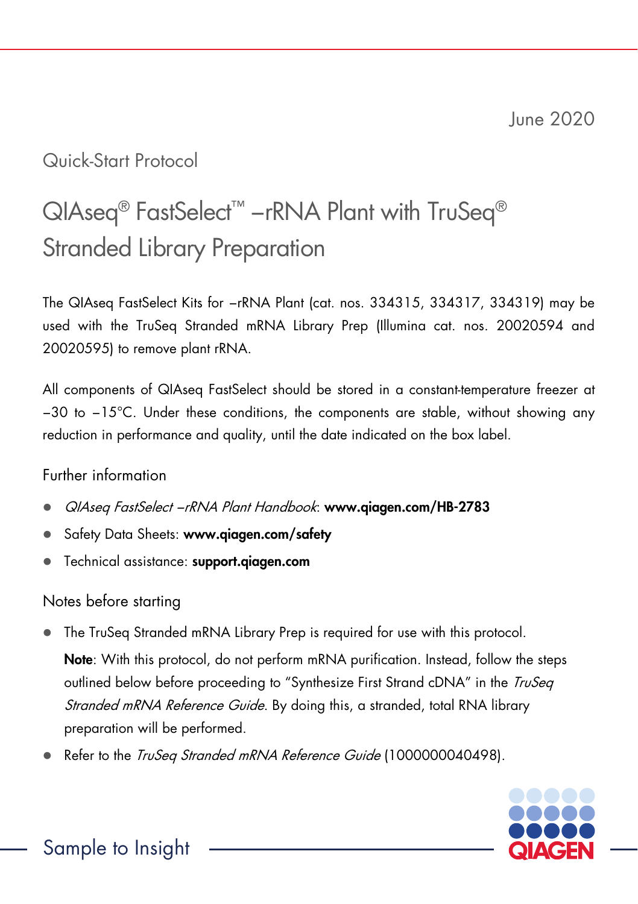June 2020

Quick-Start Protocol

# QIAseq® FastSelect™ –rRNA Plant with TruSeq® Stranded Library Preparation

The QIAseq FastSelect Kits for –rRNA Plant (cat. nos. 334315, 334317, 334319) may be used with the TruSeq Stranded mRNA Library Prep (Illumina cat. nos. 20020594 and 20020595) to remove plant rRNA.

All components of QIAseq FastSelect should be stored in a constant-temperature freezer at −30 to −15°C. Under these conditions, the components are stable, without showing any reduction in performance and quality, until the date indicated on the box label.

## Further information

- *QIAseq FastSelect –rRNA Plant Handbook*: **www.qiagen.com/HB-2783**
- Safety Data Sheets: **www.qiagen.com/safety**
- Technical assistance: **support.qiagen.com**

## Notes before starting

- The TruSeq Stranded mRNA Library Prep is required for use with this protocol.

  **Note**: With this protocol, do not perform mRNA purification. Instead, follow the steps outlined below before proceeding to "Synthesize First Strand cDNA" in the *TruSeq Stranded mRNA Reference Guide*. By doing this, a stranded, total RNA library preparation will be performed.
- Refer to the *TruSeq Stranded mRNA Reference Guide* (1000000040498).

Sample to Insight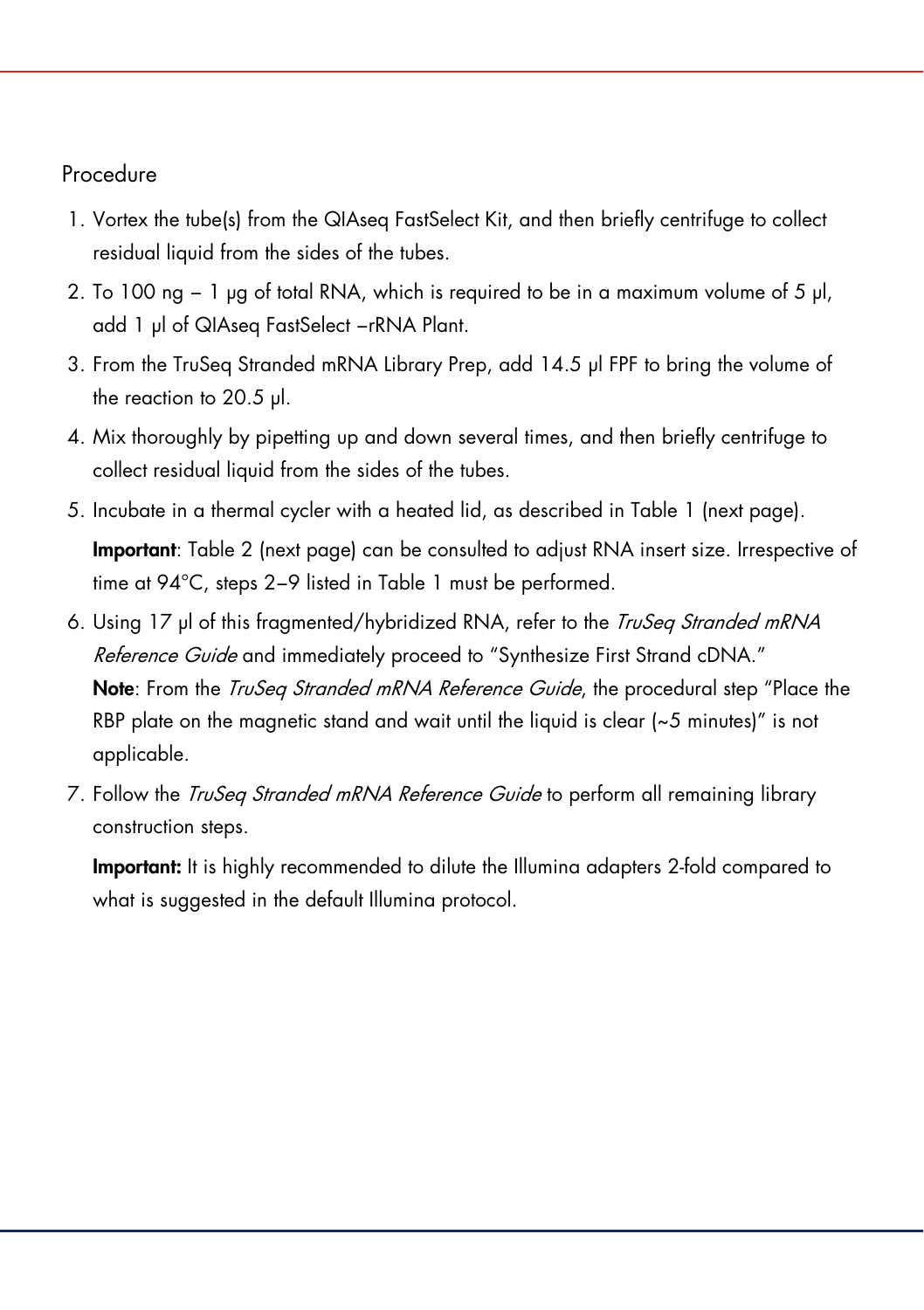## Procedure

1. Vortex the tube(s) from the QIAseq FastSelect Kit, and then briefly centrifuge to collect residual liquid from the sides of the tubes.
2. To 100 ng – 1 µg of total RNA, which is required to be in a maximum volume of 5 µl, add 1 µl of QIAseq FastSelect –rRNA Plant.
3. From the TruSeq Stranded mRNA Library Prep, add 14.5 µl FPF to bring the volume of the reaction to 20.5 µl.
4. Mix thoroughly by pipetting up and down several times, and then briefly centrifuge to collect residual liquid from the sides of the tubes.
5. Incubate in a thermal cycler with a heated lid, as described in Table 1 (next page).

   **Important**: Table 2 (next page) can be consulted to adjust RNA insert size. Irrespective of time at 94°C, steps 2–9 listed in Table 1 must be performed.
6. Using 17 µl of this fragmented/hybridized RNA, refer to the *TruSeq Stranded mRNA Reference Guide* and immediately proceed to "Synthesize First Strand cDNA."
   **Note**: From the *TruSeq Stranded mRNA Reference Guide*, the procedural step "Place the RBP plate on the magnetic stand and wait until the liquid is clear (~5 minutes)" is not applicable.
7. Follow the *TruSeq Stranded mRNA Reference Guide* to perform all remaining library construction steps.

   **Important:** It is highly recommended to dilute the Illumina adapters 2-fold compared to what is suggested in the default Illumina protocol.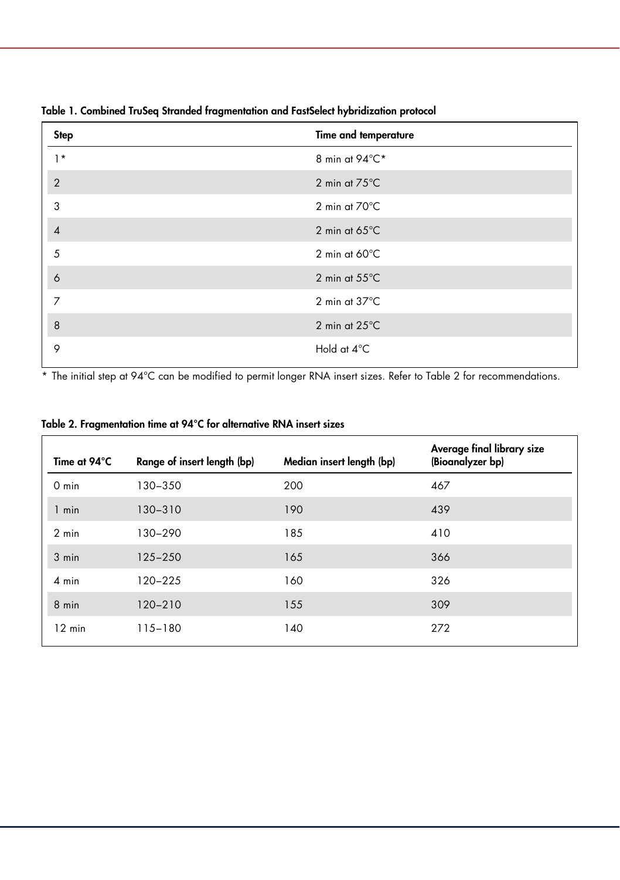**Table 1. Combined TruSeq Stranded fragmentation and FastSelect hybridization protocol**

| Step | Time and temperature |
|---|---|
| 1* | 8 min at 94°C* |
| 2 | 2 min at 75°C |
| 3 | 2 min at 70°C |
| 4 | 2 min at 65°C |
| 5 | 2 min at 60°C |
| 6 | 2 min at 55°C |
| 7 | 2 min at 37°C |
| 8 | 2 min at 25°C |
| 9 | Hold at 4°C |

* The initial step at 94°C can be modified to permit longer RNA insert sizes. Refer to Table 2 for recommendations.

**Table 2. Fragmentation time at 94°C for alternative RNA insert sizes**

| Time at 94°C | Range of insert length (bp) | Median insert length (bp) | Average final library size (Bioanalyzer bp) |
|---|---|---|---|
| 0 min | 130–350 | 200 | 467 |
| 1 min | 130–310 | 190 | 439 |
| 2 min | 130–290 | 185 | 410 |
| 3 min | 125–250 | 165 | 366 |
| 4 min | 120–225 | 160 | 326 |
| 8 min | 120–210 | 155 | 309 |
| 12 min | 115–180 | 140 | 272 |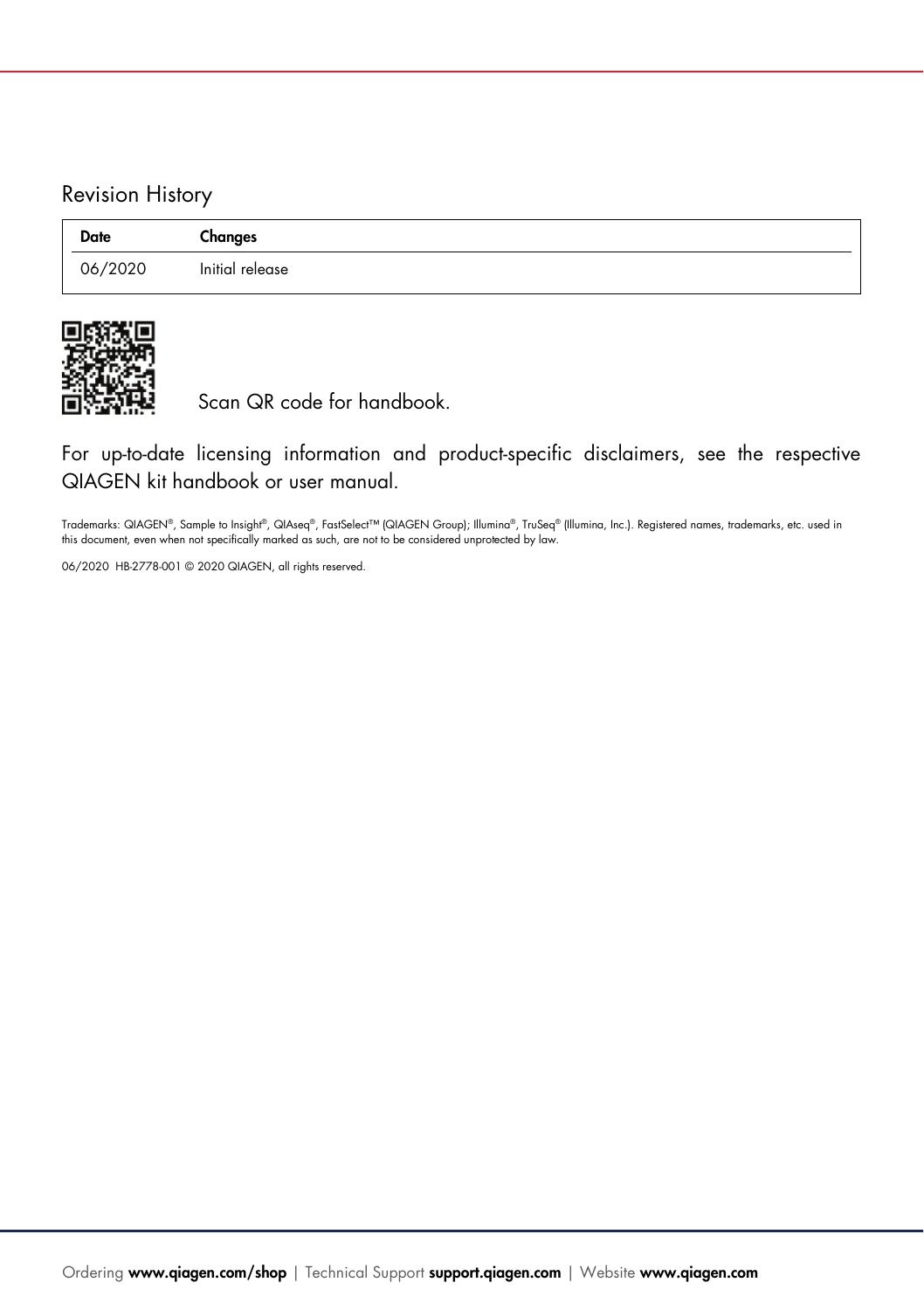## Revision History

| Date | Changes |
|---|---|
| 06/2020 | Initial release |

Scan QR code for handbook.

For up-to-date licensing information and product-specific disclaimers, see the respective QIAGEN kit handbook or user manual.

Trademarks: QIAGEN®, Sample to Insight®, QIAseq®, FastSelect™ (QIAGEN Group); Illumina®, TruSeq® (Illumina, Inc.). Registered names, trademarks, etc. used in this document, even when not specifically marked as such, are not to be considered unprotected by law.

06/2020 HB-2778-001 © 2020 QIAGEN, all rights reserved.

Ordering **www.qiagen.com/shop** | Technical Support **support.qiagen.com** | Website **www.qiagen.com**